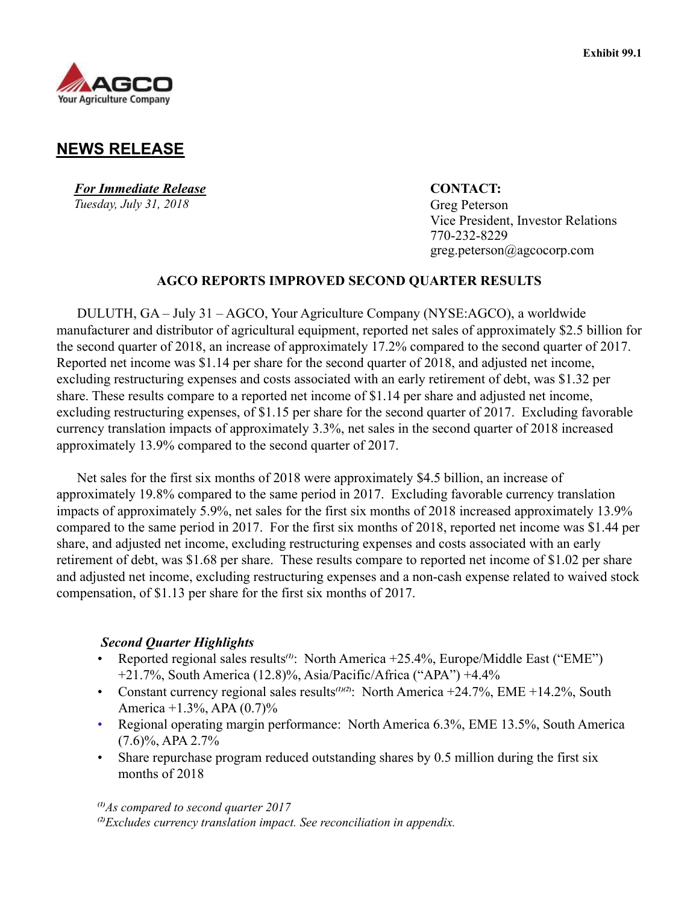Exhibit 99.1

AGCO
Your Agriculture Company

# NEWS RELEASE

***For Immediate Release***
*Tuesday, July 31, 2018*

**CONTACT:**
Greg Peterson
Vice President, Investor Relations
770-232-8229
greg.peterson@agcocorp.com

## AGCO REPORTS IMPROVED SECOND QUARTER RESULTS

DULUTH, GA – July 31 – AGCO, Your Agriculture Company (NYSE:AGCO), a worldwide manufacturer and distributor of agricultural equipment, reported net sales of approximately $2.5 billion for the second quarter of 2018, an increase of approximately 17.2% compared to the second quarter of 2017. Reported net income was $1.14 per share for the second quarter of 2018, and adjusted net income, excluding restructuring expenses and costs associated with an early retirement of debt, was $1.32 per share. These results compare to a reported net income of $1.14 per share and adjusted net income, excluding restructuring expenses, of $1.15 per share for the second quarter of 2017. Excluding favorable currency translation impacts of approximately 3.3%, net sales in the second quarter of 2018 increased approximately 13.9% compared to the second quarter of 2017.

Net sales for the first six months of 2018 were approximately $4.5 billion, an increase of approximately 19.8% compared to the same period in 2017. Excluding favorable currency translation impacts of approximately 5.9%, net sales for the first six months of 2018 increased approximately 13.9% compared to the same period in 2017. For the first six months of 2018, reported net income was $1.44 per share, and adjusted net income, excluding restructuring expenses and costs associated with an early retirement of debt, was $1.68 per share. These results compare to reported net income of $1.02 per share and adjusted net income, excluding restructuring expenses and a non-cash expense related to waived stock compensation, of $1.13 per share for the first six months of 2017.

### *Second Quarter Highlights*

- Reported regional sales results[(1)]: North America +25.4%, Europe/Middle East ("EME") +21.7%, South America (12.8)%, Asia/Pacific/Africa ("APA") +4.4%
- Constant currency regional sales results[(1)(2)]: North America +24.7%, EME +14.2%, South America +1.3%, APA (0.7)%
- Regional operating margin performance: North America 6.3%, EME 13.5%, South America (7.6)%, APA 2.7%
- Share repurchase program reduced outstanding shares by 0.5 million during the first six months of 2018

*[(1)]As compared to second quarter 2017*
*[(2)]Excludes currency translation impact. See reconciliation in appendix.*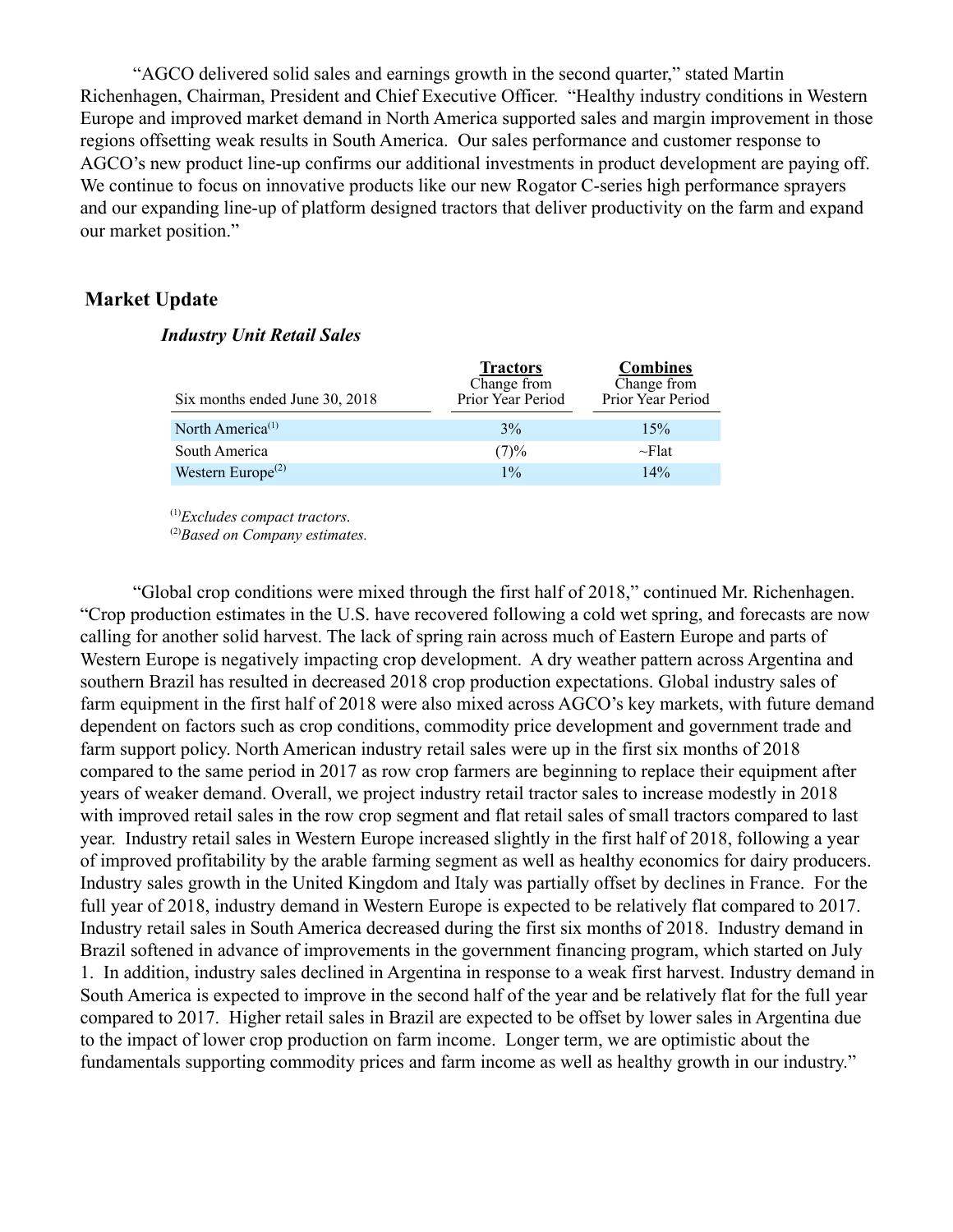"AGCO delivered solid sales and earnings growth in the second quarter," stated Martin Richenhagen, Chairman, President and Chief Executive Officer. "Healthy industry conditions in Western Europe and improved market demand in North America supported sales and margin improvement in those regions offsetting weak results in South America. Our sales performance and customer response to AGCO's new product line-up confirms our additional investments in product development are paying off. We continue to focus on innovative products like our new Rogator C-series high performance sprayers and our expanding line-up of platform designed tractors that deliver productivity on the farm and expand our market position."

## Market Update

### *Industry Unit Retail Sales*

| Six months ended June 30, 2018 | **Tractors** Change from Prior Year Period | **Combines** Change from Prior Year Period |
|---|---|---|
| North America[(1)] | 3% | 15% |
| South America | (7)% | ~Flat |
| Western Europe[(2)] | 1% | 14% |

[(1)]*Excludes compact tractors.*
[(2)]*Based on Company estimates.*

"Global crop conditions were mixed through the first half of 2018," continued Mr. Richenhagen. "Crop production estimates in the U.S. have recovered following a cold wet spring, and forecasts are now calling for another solid harvest. The lack of spring rain across much of Eastern Europe and parts of Western Europe is negatively impacting crop development. A dry weather pattern across Argentina and southern Brazil has resulted in decreased 2018 crop production expectations. Global industry sales of farm equipment in the first half of 2018 were also mixed across AGCO's key markets, with future demand dependent on factors such as crop conditions, commodity price development and government trade and farm support policy. North American industry retail sales were up in the first six months of 2018 compared to the same period in 2017 as row crop farmers are beginning to replace their equipment after years of weaker demand. Overall, we project industry retail tractor sales to increase modestly in 2018 with improved retail sales in the row crop segment and flat retail sales of small tractors compared to last year. Industry retail sales in Western Europe increased slightly in the first half of 2018, following a year of improved profitability by the arable farming segment as well as healthy economics for dairy producers. Industry sales growth in the United Kingdom and Italy was partially offset by declines in France. For the full year of 2018, industry demand in Western Europe is expected to be relatively flat compared to 2017. Industry retail sales in South America decreased during the first six months of 2018. Industry demand in Brazil softened in advance of improvements in the government financing program, which started on July 1. In addition, industry sales declined in Argentina in response to a weak first harvest. Industry demand in South America is expected to improve in the second half of the year and be relatively flat for the full year compared to 2017. Higher retail sales in Brazil are expected to be offset by lower sales in Argentina due to the impact of lower crop production on farm income. Longer term, we are optimistic about the fundamentals supporting commodity prices and farm income as well as healthy growth in our industry."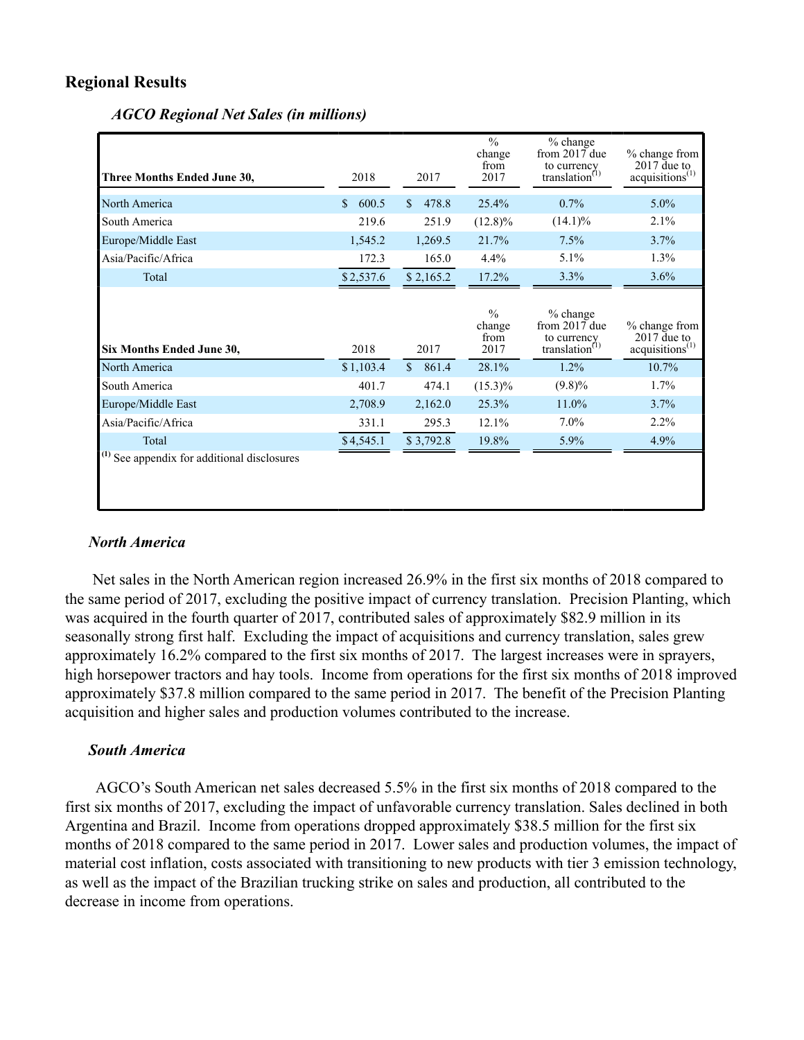## Regional Results

### *AGCO Regional Net Sales (in millions)*

| Three Months Ended June 30, | 2018 | 2017 | % change from 2017 | % change from 2017 due to currency translation[(1)] | % change from 2017 due to acquisitions[(1)] |
|---|---|---|---|---|---|
| North America | $ 600.5 | $ 478.8 | 25.4% | 0.7% | 5.0% |
| South America | 219.6 | 251.9 | (12.8)% | (14.1)% | 2.1% |
| Europe/Middle East | 1,545.2 | 1,269.5 | 21.7% | 7.5% | 3.7% |
| Asia/Pacific/Africa | 172.3 | 165.0 | 4.4% | 5.1% | 1.3% |
| Total | $ 2,537.6 | $ 2,165.2 | 17.2% | 3.3% | 3.6% |

| Six Months Ended June 30, | 2018 | 2017 | % change from 2017 | % change from 2017 due to currency translation[(1)] | % change from 2017 due to acquisitions[(1)] |
|---|---|---|---|---|---|
| North America | $ 1,103.4 | $ 861.4 | 28.1% | 1.2% | 10.7% |
| South America | 401.7 | 474.1 | (15.3)% | (9.8)% | 1.7% |
| Europe/Middle East | 2,708.9 | 2,162.0 | 25.3% | 11.0% | 3.7% |
| Asia/Pacific/Africa | 331.1 | 295.3 | 12.1% | 7.0% | 2.2% |
| Total | $ 4,545.1 | $ 3,792.8 | 19.8% | 5.9% | 4.9% |

[(1)] See appendix for additional disclosures

### *North America*

Net sales in the North American region increased 26.9% in the first six months of 2018 compared to the same period of 2017, excluding the positive impact of currency translation. Precision Planting, which was acquired in the fourth quarter of 2017, contributed sales of approximately $82.9 million in its seasonally strong first half. Excluding the impact of acquisitions and currency translation, sales grew approximately 16.2% compared to the first six months of 2017. The largest increases were in sprayers, high horsepower tractors and hay tools. Income from operations for the first six months of 2018 improved approximately $37.8 million compared to the same period in 2017. The benefit of the Precision Planting acquisition and higher sales and production volumes contributed to the increase.

### *South America*

AGCO's South American net sales decreased 5.5% in the first six months of 2018 compared to the first six months of 2017, excluding the impact of unfavorable currency translation. Sales declined in both Argentina and Brazil. Income from operations dropped approximately $38.5 million for the first six months of 2018 compared to the same period in 2017. Lower sales and production volumes, the impact of material cost inflation, costs associated with transitioning to new products with tier 3 emission technology, as well as the impact of the Brazilian trucking strike on sales and production, all contributed to the decrease in income from operations.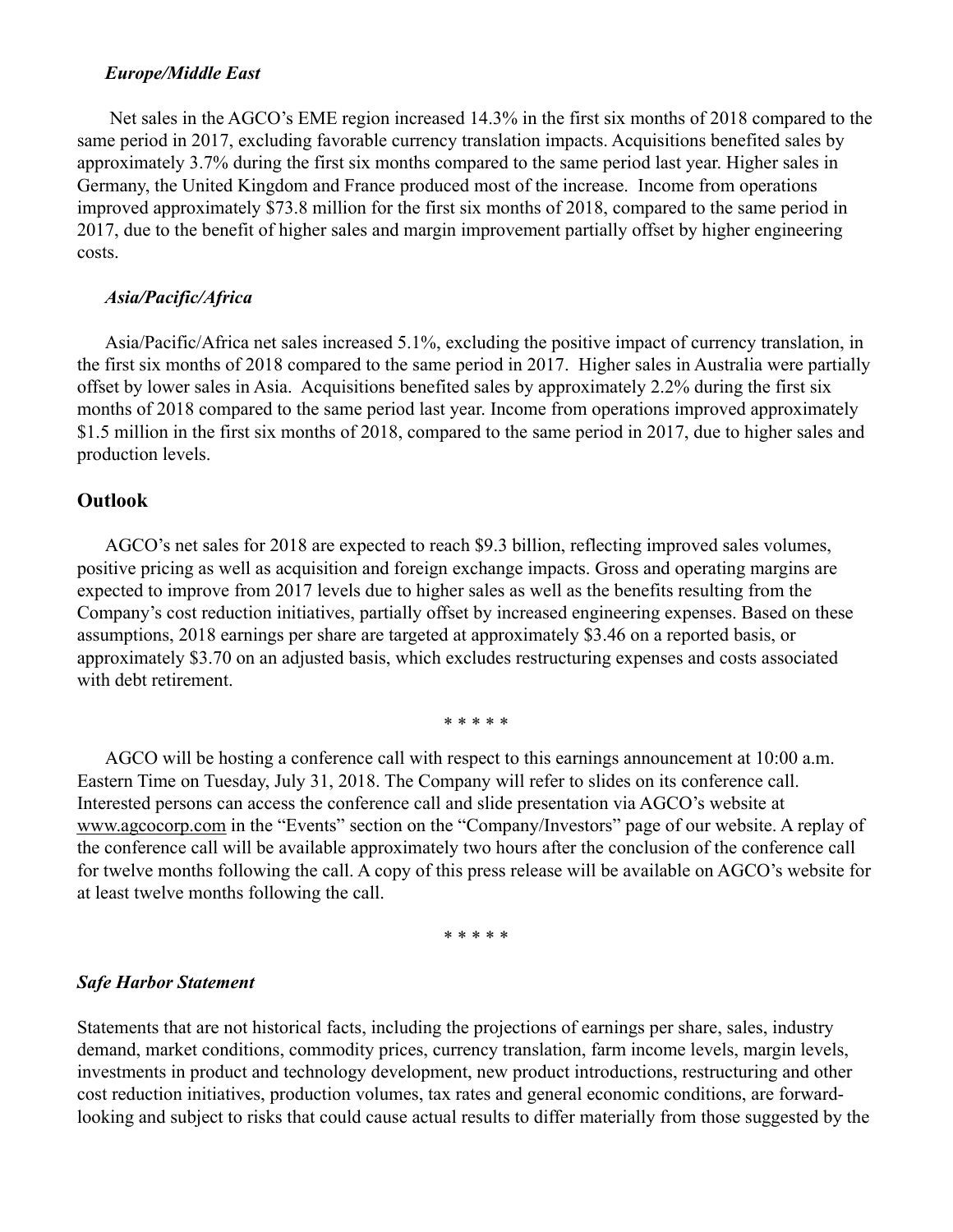### *Europe/Middle East*

Net sales in the AGCO's EME region increased 14.3% in the first six months of 2018 compared to the same period in 2017, excluding favorable currency translation impacts. Acquisitions benefited sales by approximately 3.7% during the first six months compared to the same period last year. Higher sales in Germany, the United Kingdom and France produced most of the increase. Income from operations improved approximately $73.8 million for the first six months of 2018, compared to the same period in 2017, due to the benefit of higher sales and margin improvement partially offset by higher engineering costs.

### *Asia/Pacific/Africa*

Asia/Pacific/Africa net sales increased 5.1%, excluding the positive impact of currency translation, in the first six months of 2018 compared to the same period in 2017. Higher sales in Australia were partially offset by lower sales in Asia. Acquisitions benefited sales by approximately 2.2% during the first six months of 2018 compared to the same period last year. Income from operations improved approximately $1.5 million in the first six months of 2018, compared to the same period in 2017, due to higher sales and production levels.

## Outlook

AGCO's net sales for 2018 are expected to reach $9.3 billion, reflecting improved sales volumes, positive pricing as well as acquisition and foreign exchange impacts. Gross and operating margins are expected to improve from 2017 levels due to higher sales as well as the benefits resulting from the Company's cost reduction initiatives, partially offset by increased engineering expenses. Based on these assumptions, 2018 earnings per share are targeted at approximately $3.46 on a reported basis, or approximately $3.70 on an adjusted basis, which excludes restructuring expenses and costs associated with debt retirement.

\* \* \* \* \*

AGCO will be hosting a conference call with respect to this earnings announcement at 10:00 a.m. Eastern Time on Tuesday, July 31, 2018. The Company will refer to slides on its conference call. Interested persons can access the conference call and slide presentation via AGCO's website at www.agcocorp.com in the "Events" section on the "Company/Investors" page of our website. A replay of the conference call will be available approximately two hours after the conclusion of the conference call for twelve months following the call. A copy of this press release will be available on AGCO's website for at least twelve months following the call.

\* \* \* \* \*

### *Safe Harbor Statement*

Statements that are not historical facts, including the projections of earnings per share, sales, industry demand, market conditions, commodity prices, currency translation, farm income levels, margin levels, investments in product and technology development, new product introductions, restructuring and other cost reduction initiatives, production volumes, tax rates and general economic conditions, are forward-looking and subject to risks that could cause actual results to differ materially from those suggested by the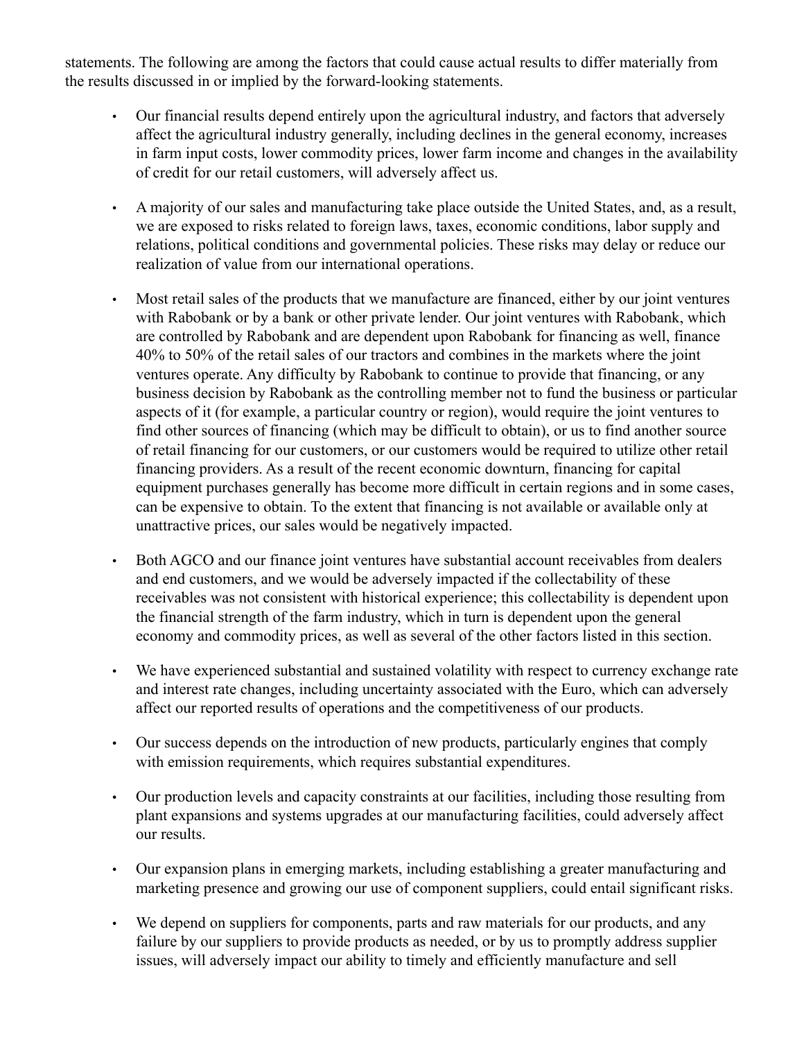statements. The following are among the factors that could cause actual results to differ materially from the results discussed in or implied by the forward-looking statements.

- Our financial results depend entirely upon the agricultural industry, and factors that adversely affect the agricultural industry generally, including declines in the general economy, increases in farm input costs, lower commodity prices, lower farm income and changes in the availability of credit for our retail customers, will adversely affect us.

- A majority of our sales and manufacturing take place outside the United States, and, as a result, we are exposed to risks related to foreign laws, taxes, economic conditions, labor supply and relations, political conditions and governmental policies. These risks may delay or reduce our realization of value from our international operations.

- Most retail sales of the products that we manufacture are financed, either by our joint ventures with Rabobank or by a bank or other private lender. Our joint ventures with Rabobank, which are controlled by Rabobank and are dependent upon Rabobank for financing as well, finance 40% to 50% of the retail sales of our tractors and combines in the markets where the joint ventures operate. Any difficulty by Rabobank to continue to provide that financing, or any business decision by Rabobank as the controlling member not to fund the business or particular aspects of it (for example, a particular country or region), would require the joint ventures to find other sources of financing (which may be difficult to obtain), or us to find another source of retail financing for our customers, or our customers would be required to utilize other retail financing providers. As a result of the recent economic downturn, financing for capital equipment purchases generally has become more difficult in certain regions and in some cases, can be expensive to obtain. To the extent that financing is not available or available only at unattractive prices, our sales would be negatively impacted.

- Both AGCO and our finance joint ventures have substantial account receivables from dealers and end customers, and we would be adversely impacted if the collectability of these receivables was not consistent with historical experience; this collectability is dependent upon the financial strength of the farm industry, which in turn is dependent upon the general economy and commodity prices, as well as several of the other factors listed in this section.

- We have experienced substantial and sustained volatility with respect to currency exchange rate and interest rate changes, including uncertainty associated with the Euro, which can adversely affect our reported results of operations and the competitiveness of our products.

- Our success depends on the introduction of new products, particularly engines that comply with emission requirements, which requires substantial expenditures.

- Our production levels and capacity constraints at our facilities, including those resulting from plant expansions and systems upgrades at our manufacturing facilities, could adversely affect our results.

- Our expansion plans in emerging markets, including establishing a greater manufacturing and marketing presence and growing our use of component suppliers, could entail significant risks.

- We depend on suppliers for components, parts and raw materials for our products, and any failure by our suppliers to provide products as needed, or by us to promptly address supplier issues, will adversely impact our ability to timely and efficiently manufacture and sell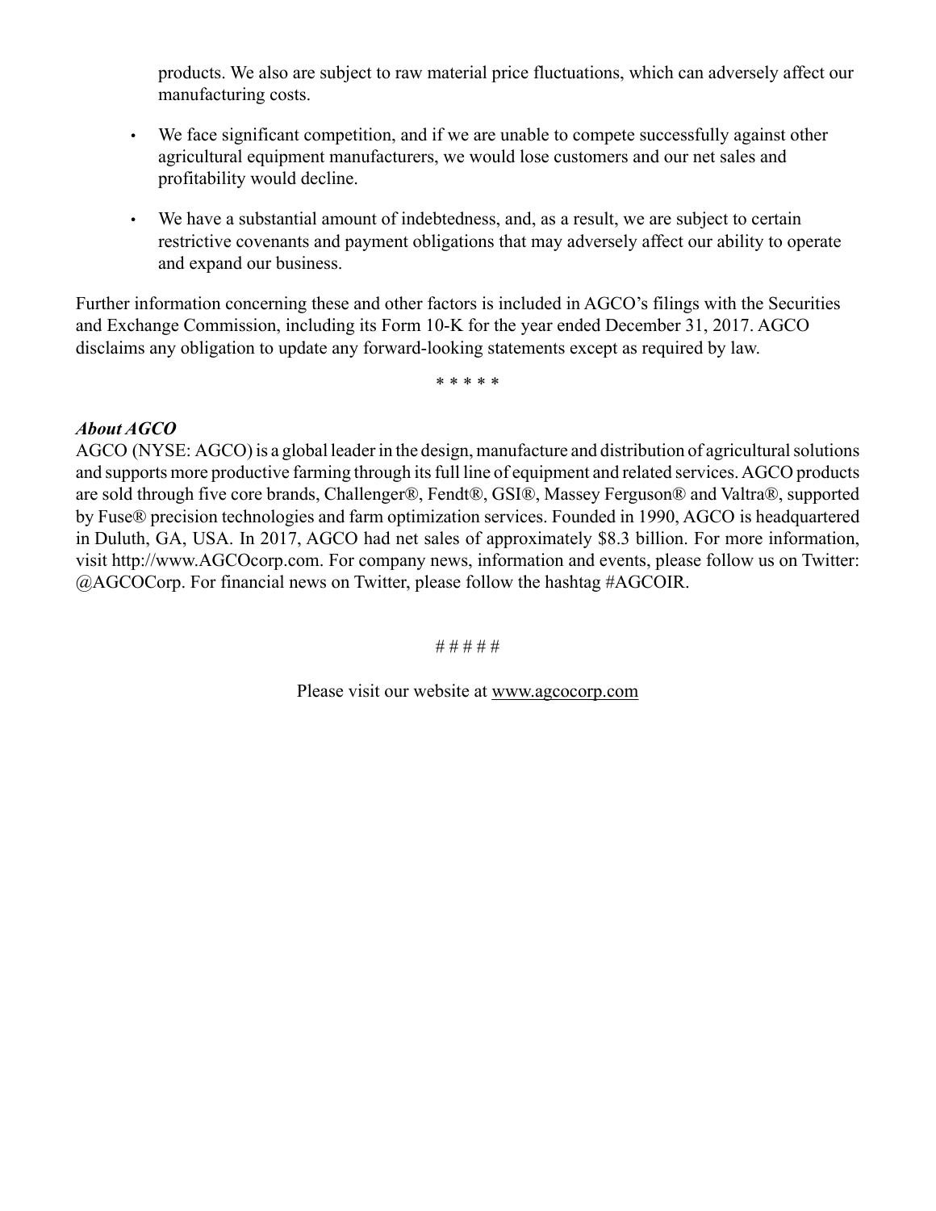products. We also are subject to raw material price fluctuations, which can adversely affect our manufacturing costs.

- We face significant competition, and if we are unable to compete successfully against other agricultural equipment manufacturers, we would lose customers and our net sales and profitability would decline.
- We have a substantial amount of indebtedness, and, as a result, we are subject to certain restrictive covenants and payment obligations that may adversely affect our ability to operate and expand our business.

Further information concerning these and other factors is included in AGCO's filings with the Securities and Exchange Commission, including its Form 10-K for the year ended December 31, 2017. AGCO disclaims any obligation to update any forward-looking statements except as required by law.

\* \* \* \* \*

***About AGCO***

AGCO (NYSE: AGCO) is a global leader in the design, manufacture and distribution of agricultural solutions and supports more productive farming through its full line of equipment and related services. AGCO products are sold through five core brands, Challenger®, Fendt®, GSI®, Massey Ferguson® and Valtra®, supported by Fuse® precision technologies and farm optimization services. Founded in 1990, AGCO is headquartered in Duluth, GA, USA. In 2017, AGCO had net sales of approximately $8.3 billion. For more information, visit http://www.AGCOcorp.com. For company news, information and events, please follow us on Twitter: @AGCOCorp. For financial news on Twitter, please follow the hashtag #AGCOIR.

\# # # # #

Please visit our website at www.agcocorp.com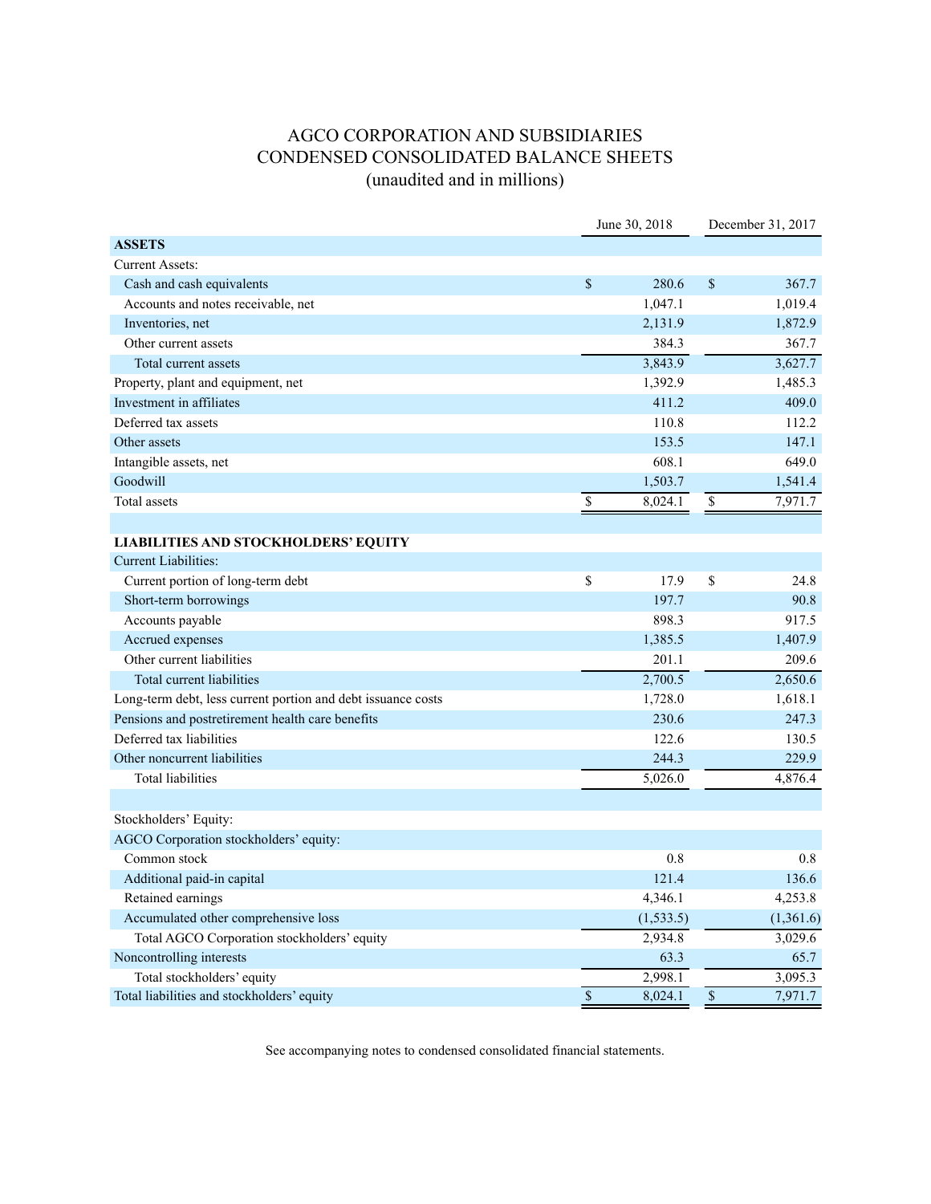# AGCO CORPORATION AND SUBSIDIARIES
## CONDENSED CONSOLIDATED BALANCE SHEETS
### (unaudited and in millions)

| | June 30, 2018 | December 31, 2017 |
|---|---|---|
| **ASSETS** | | |
| Current Assets: | | |
| Cash and cash equivalents | $ 280.6 | $ 367.7 |
| Accounts and notes receivable, net | 1,047.1 | 1,019.4 |
| Inventories, net | 2,131.9 | 1,872.9 |
| Other current assets | 384.3 | 367.7 |
| Total current assets | 3,843.9 | 3,627.7 |
| Property, plant and equipment, net | 1,392.9 | 1,485.3 |
| Investment in affiliates | 411.2 | 409.0 |
| Deferred tax assets | 110.8 | 112.2 |
| Other assets | 153.5 | 147.1 |
| Intangible assets, net | 608.1 | 649.0 |
| Goodwill | 1,503.7 | 1,541.4 |
| Total assets | $ 8,024.1 | $ 7,971.7 |
| | | |
| **LIABILITIES AND STOCKHOLDERS' EQUITY** | | |
| Current Liabilities: | | |
| Current portion of long-term debt | $ 17.9 | $ 24.8 |
| Short-term borrowings | 197.7 | 90.8 |
| Accounts payable | 898.3 | 917.5 |
| Accrued expenses | 1,385.5 | 1,407.9 |
| Other current liabilities | 201.1 | 209.6 |
| Total current liabilities | 2,700.5 | 2,650.6 |
| Long-term debt, less current portion and debt issuance costs | 1,728.0 | 1,618.1 |
| Pensions and postretirement health care benefits | 230.6 | 247.3 |
| Deferred tax liabilities | 122.6 | 130.5 |
| Other noncurrent liabilities | 244.3 | 229.9 |
| Total liabilities | 5,026.0 | 4,876.4 |
| | | |
| Stockholders' Equity: | | |
| AGCO Corporation stockholders' equity: | | |
| Common stock | 0.8 | 0.8 |
| Additional paid-in capital | 121.4 | 136.6 |
| Retained earnings | 4,346.1 | 4,253.8 |
| Accumulated other comprehensive loss | (1,533.5) | (1,361.6) |
| Total AGCO Corporation stockholders' equity | 2,934.8 | 3,029.6 |
| Noncontrolling interests | 63.3 | 65.7 |
| Total stockholders' equity | 2,998.1 | 3,095.3 |
| Total liabilities and stockholders' equity | $ 8,024.1 | $ 7,971.7 |

See accompanying notes to condensed consolidated financial statements.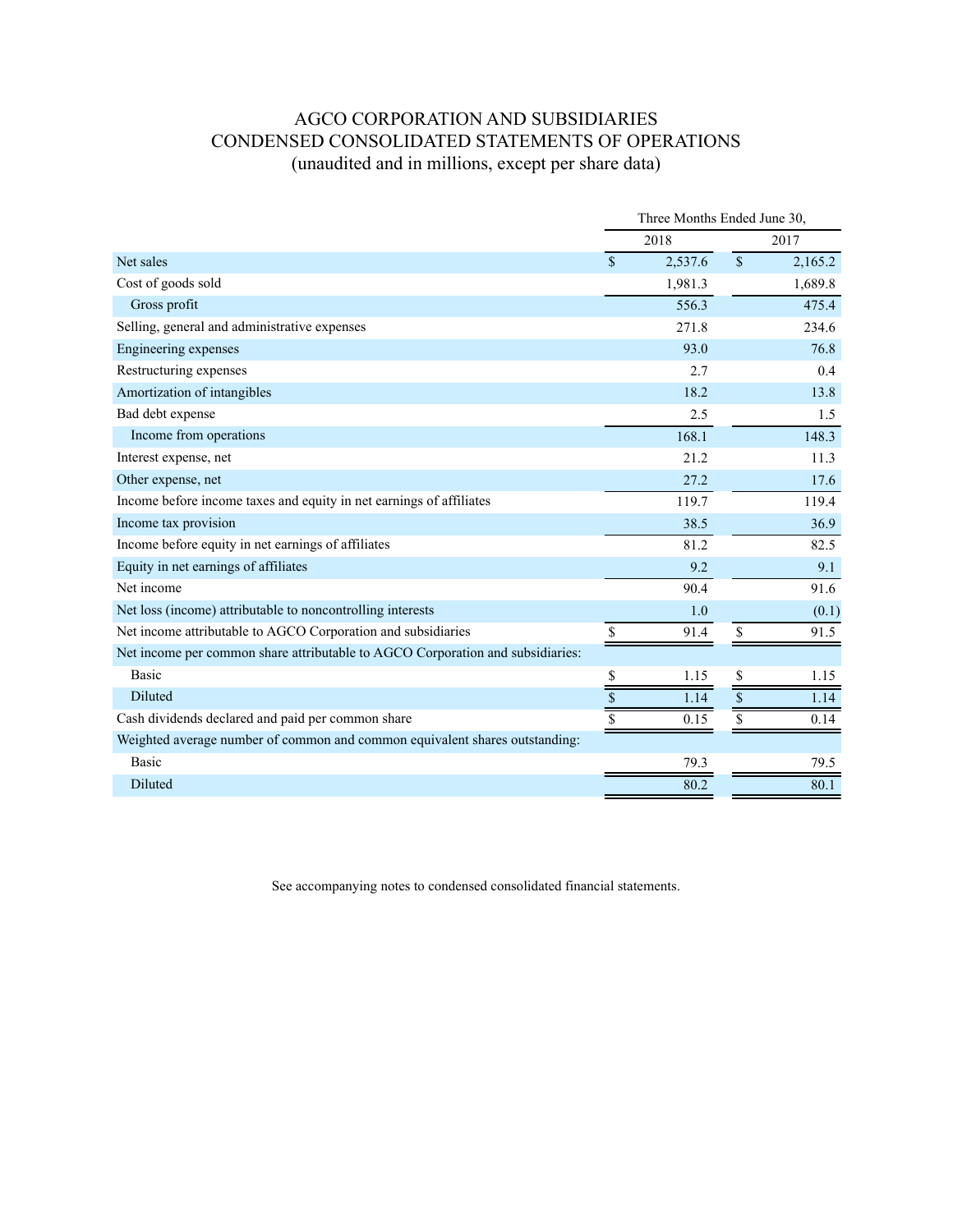# AGCO CORPORATION AND SUBSIDIARIES
## CONDENSED CONSOLIDATED STATEMENTS OF OPERATIONS
### (unaudited and in millions, except per share data)

| | Three Months Ended June 30, | |
|---|---|---|
| | 2018 | 2017 |
| Net sales | $ 2,537.6 | $ 2,165.2 |
| Cost of goods sold | 1,981.3 | 1,689.8 |
| Gross profit | 556.3 | 475.4 |
| Selling, general and administrative expenses | 271.8 | 234.6 |
| Engineering expenses | 93.0 | 76.8 |
| Restructuring expenses | 2.7 | 0.4 |
| Amortization of intangibles | 18.2 | 13.8 |
| Bad debt expense | 2.5 | 1.5 |
| Income from operations | 168.1 | 148.3 |
| Interest expense, net | 21.2 | 11.3 |
| Other expense, net | 27.2 | 17.6 |
| Income before income taxes and equity in net earnings of affiliates | 119.7 | 119.4 |
| Income tax provision | 38.5 | 36.9 |
| Income before equity in net earnings of affiliates | 81.2 | 82.5 |
| Equity in net earnings of affiliates | 9.2 | 9.1 |
| Net income | 90.4 | 91.6 |
| Net loss (income) attributable to noncontrolling interests | 1.0 | (0.1) |
| Net income attributable to AGCO Corporation and subsidiaries | $ 91.4 | $ 91.5 |
| Net income per common share attributable to AGCO Corporation and subsidiaries: | | |
| Basic | $ 1.15 | $ 1.15 |
| Diluted | $ 1.14 | $ 1.14 |
| Cash dividends declared and paid per common share | $ 0.15 | $ 0.14 |
| Weighted average number of common and common equivalent shares outstanding: | | |
| Basic | 79.3 | 79.5 |
| Diluted | 80.2 | 80.1 |

See accompanying notes to condensed consolidated financial statements.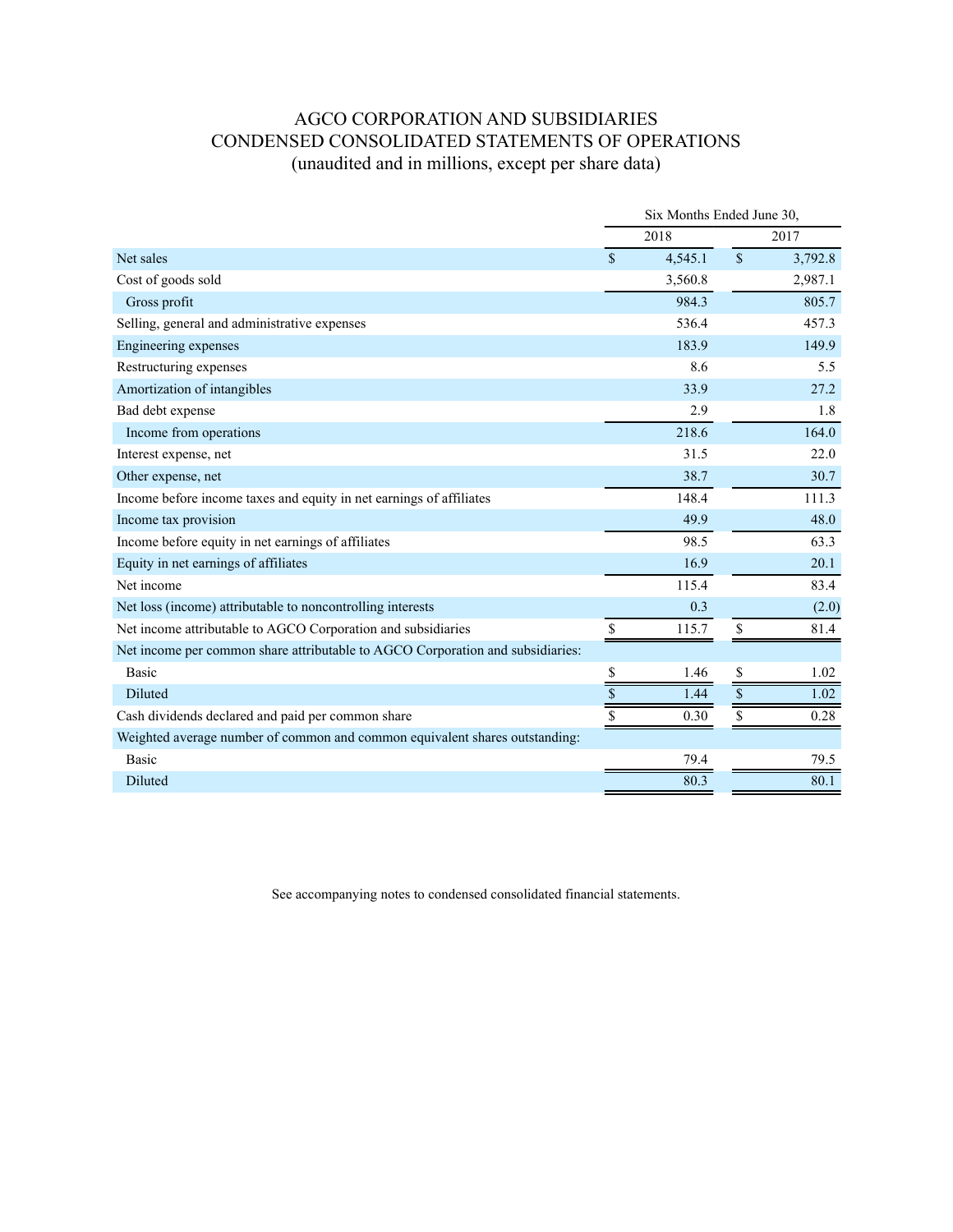# AGCO CORPORATION AND SUBSIDIARIES
## CONDENSED CONSOLIDATED STATEMENTS OF OPERATIONS
### (unaudited and in millions, except per share data)

| | Six Months Ended June 30, | |
|---|---|---|
| | 2018 | 2017 |
| Net sales | $ 4,545.1 | $ 3,792.8 |
| Cost of goods sold | 3,560.8 | 2,987.1 |
| Gross profit | 984.3 | 805.7 |
| Selling, general and administrative expenses | 536.4 | 457.3 |
| Engineering expenses | 183.9 | 149.9 |
| Restructuring expenses | 8.6 | 5.5 |
| Amortization of intangibles | 33.9 | 27.2 |
| Bad debt expense | 2.9 | 1.8 |
| Income from operations | 218.6 | 164.0 |
| Interest expense, net | 31.5 | 22.0 |
| Other expense, net | 38.7 | 30.7 |
| Income before income taxes and equity in net earnings of affiliates | 148.4 | 111.3 |
| Income tax provision | 49.9 | 48.0 |
| Income before equity in net earnings of affiliates | 98.5 | 63.3 |
| Equity in net earnings of affiliates | 16.9 | 20.1 |
| Net income | 115.4 | 83.4 |
| Net loss (income) attributable to noncontrolling interests | 0.3 | (2.0) |
| Net income attributable to AGCO Corporation and subsidiaries | $ 115.7 | $ 81.4 |
| Net income per common share attributable to AGCO Corporation and subsidiaries: | | |
| Basic | $ 1.46 | $ 1.02 |
| Diluted | $ 1.44 | $ 1.02 |
| Cash dividends declared and paid per common share | $ 0.30 | $ 0.28 |
| Weighted average number of common and common equivalent shares outstanding: | | |
| Basic | 79.4 | 79.5 |
| Diluted | 80.3 | 80.1 |

See accompanying notes to condensed consolidated financial statements.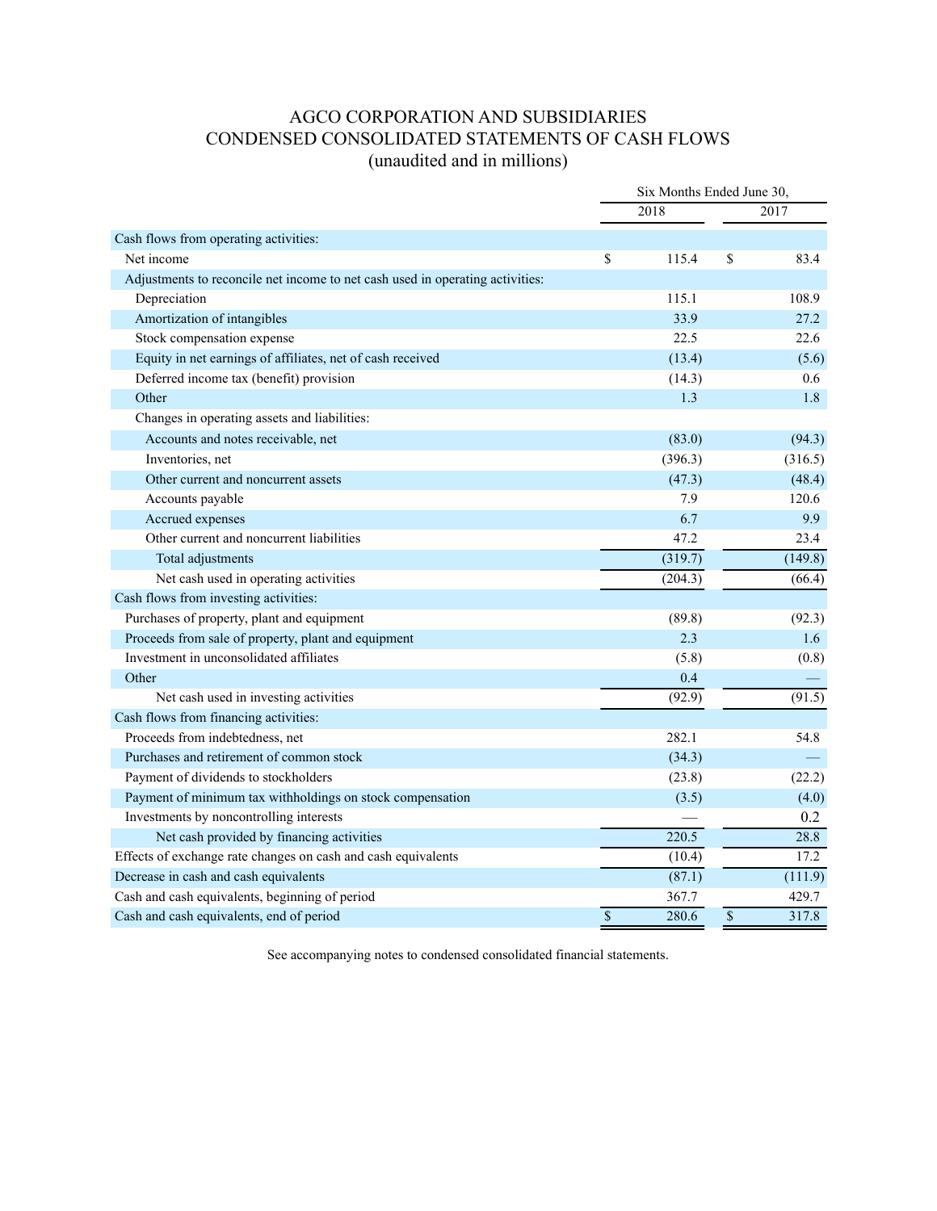# AGCO CORPORATION AND SUBSIDIARIES
# CONDENSED CONSOLIDATED STATEMENTS OF CASH FLOWS
## (unaudited and in millions)

| | Six Months Ended June 30, | |
|---|---|---|
| | 2018 | 2017 |
| **Cash flows from operating activities:** | | |
| Net income | $ 115.4 | $ 83.4 |
| Adjustments to reconcile net income to net cash used in operating activities: | | |
| Depreciation | 115.1 | 108.9 |
| Amortization of intangibles | 33.9 | 27.2 |
| Stock compensation expense | 22.5 | 22.6 |
| Equity in net earnings of affiliates, net of cash received | (13.4) | (5.6) |
| Deferred income tax (benefit) provision | (14.3) | 0.6 |
| Other | 1.3 | 1.8 |
| Changes in operating assets and liabilities: | | |
| Accounts and notes receivable, net | (83.0) | (94.3) |
| Inventories, net | (396.3) | (316.5) |
| Other current and noncurrent assets | (47.3) | (48.4) |
| Accounts payable | 7.9 | 120.6 |
| Accrued expenses | 6.7 | 9.9 |
| Other current and noncurrent liabilities | 47.2 | 23.4 |
| Total adjustments | (319.7) | (149.8) |
| Net cash used in operating activities | (204.3) | (66.4) |
| **Cash flows from investing activities:** | | |
| Purchases of property, plant and equipment | (89.8) | (92.3) |
| Proceeds from sale of property, plant and equipment | 2.3 | 1.6 |
| Investment in unconsolidated affiliates | (5.8) | (0.8) |
| Other | 0.4 | — |
| Net cash used in investing activities | (92.9) | (91.5) |
| **Cash flows from financing activities:** | | |
| Proceeds from indebtedness, net | 282.1 | 54.8 |
| Purchases and retirement of common stock | (34.3) | — |
| Payment of dividends to stockholders | (23.8) | (22.2) |
| Payment of minimum tax withholdings on stock compensation | (3.5) | (4.0) |
| Investments by noncontrolling interests | — | 0.2 |
| Net cash provided by financing activities | 220.5 | 28.8 |
| Effects of exchange rate changes on cash and cash equivalents | (10.4) | 17.2 |
| Decrease in cash and cash equivalents | (87.1) | (111.9) |
| Cash and cash equivalents, beginning of period | 367.7 | 429.7 |
| Cash and cash equivalents, end of period | $ 280.6 | $ 317.8 |

See accompanying notes to condensed consolidated financial statements.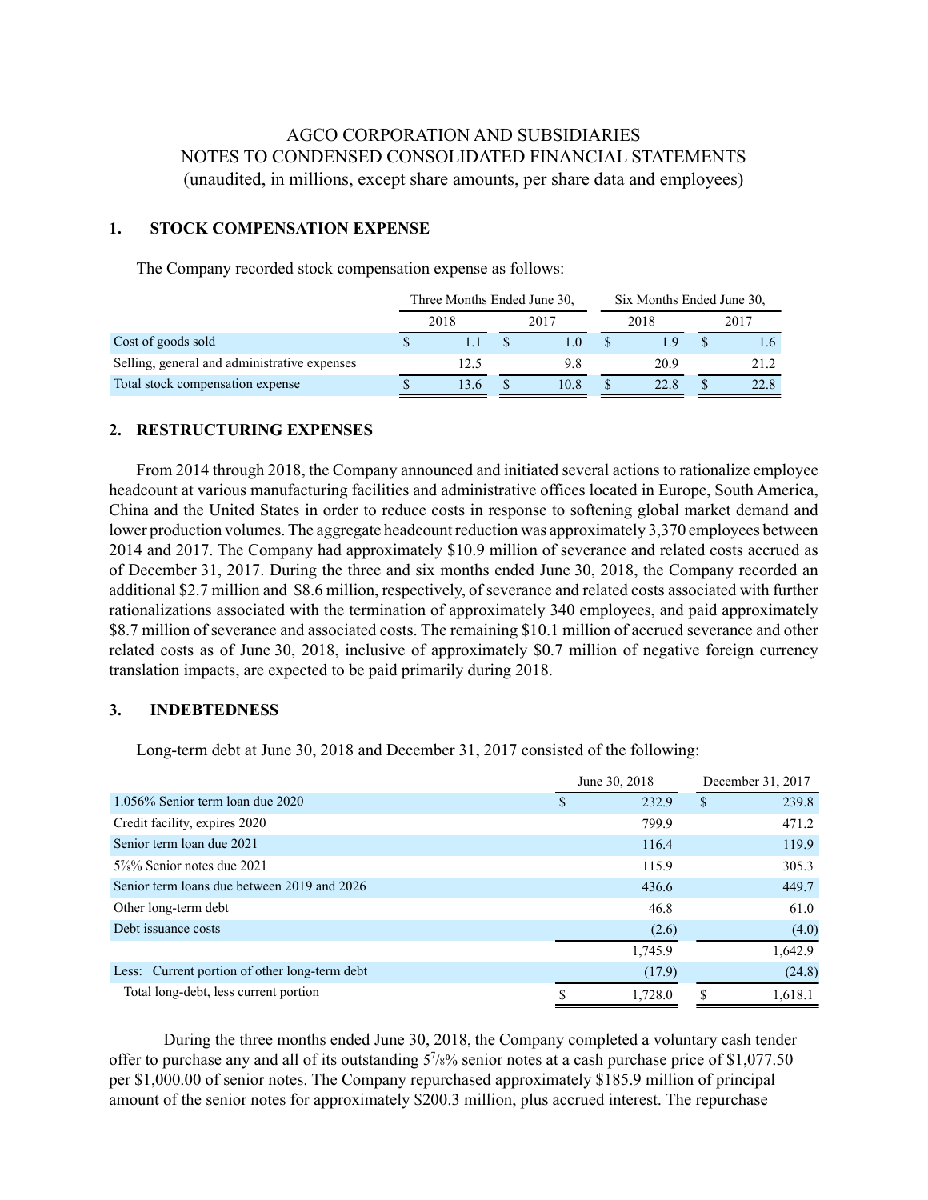AGCO CORPORATION AND SUBSIDIARIES
NOTES TO CONDENSED CONSOLIDATED FINANCIAL STATEMENTS
(unaudited, in millions, except share amounts, per share data and employees)

## 1. STOCK COMPENSATION EXPENSE

The Company recorded stock compensation expense as follows:

| | Three Months Ended June 30, | | Six Months Ended June 30, | |
|---|---|---|---|---|
| | 2018 | 2017 | 2018 | 2017 |
| Cost of goods sold | $ 1.1 | $ 1.0 | $ 1.9 | $ 1.6 |
| Selling, general and administrative expenses | 12.5 | 9.8 | 20.9 | 21.2 |
| Total stock compensation expense | $ 13.6 | $ 10.8 | $ 22.8 | $ 22.8 |

## 2. RESTRUCTURING EXPENSES

From 2014 through 2018, the Company announced and initiated several actions to rationalize employee headcount at various manufacturing facilities and administrative offices located in Europe, South America, China and the United States in order to reduce costs in response to softening global market demand and lower production volumes. The aggregate headcount reduction was approximately 3,370 employees between 2014 and 2017. The Company had approximately $10.9 million of severance and related costs accrued as of December 31, 2017. During the three and six months ended June 30, 2018, the Company recorded an additional $2.7 million and $8.6 million, respectively, of severance and related costs associated with further rationalizations associated with the termination of approximately 340 employees, and paid approximately $8.7 million of severance and associated costs. The remaining $10.1 million of accrued severance and other related costs as of June 30, 2018, inclusive of approximately $0.7 million of negative foreign currency translation impacts, are expected to be paid primarily during 2018.

## 3. INDEBTEDNESS

Long-term debt at June 30, 2018 and December 31, 2017 consisted of the following:

| | June 30, 2018 | December 31, 2017 |
|---|---|---|
| 1.056% Senior term loan due 2020 | $ 232.9 | $ 239.8 |
| Credit facility, expires 2020 | 799.9 | 471.2 |
| Senior term loan due 2021 | 116.4 | 119.9 |
| 5⅞% Senior notes due 2021 | 115.9 | 305.3 |
| Senior term loans due between 2019 and 2026 | 436.6 | 449.7 |
| Other long-term debt | 46.8 | 61.0 |
| Debt issuance costs | (2.6) | (4.0) |
| | 1,745.9 | 1,642.9 |
| Less: Current portion of other long-term debt | (17.9) | (24.8) |
| Total long-debt, less current portion | $ 1,728.0 | $ 1,618.1 |

During the three months ended June 30, 2018, the Company completed a voluntary cash tender offer to purchase any and all of its outstanding 5⅞% senior notes at a cash purchase price of $1,077.50 per $1,000.00 of senior notes. The Company repurchased approximately $185.9 million of principal amount of the senior notes for approximately $200.3 million, plus accrued interest. The repurchase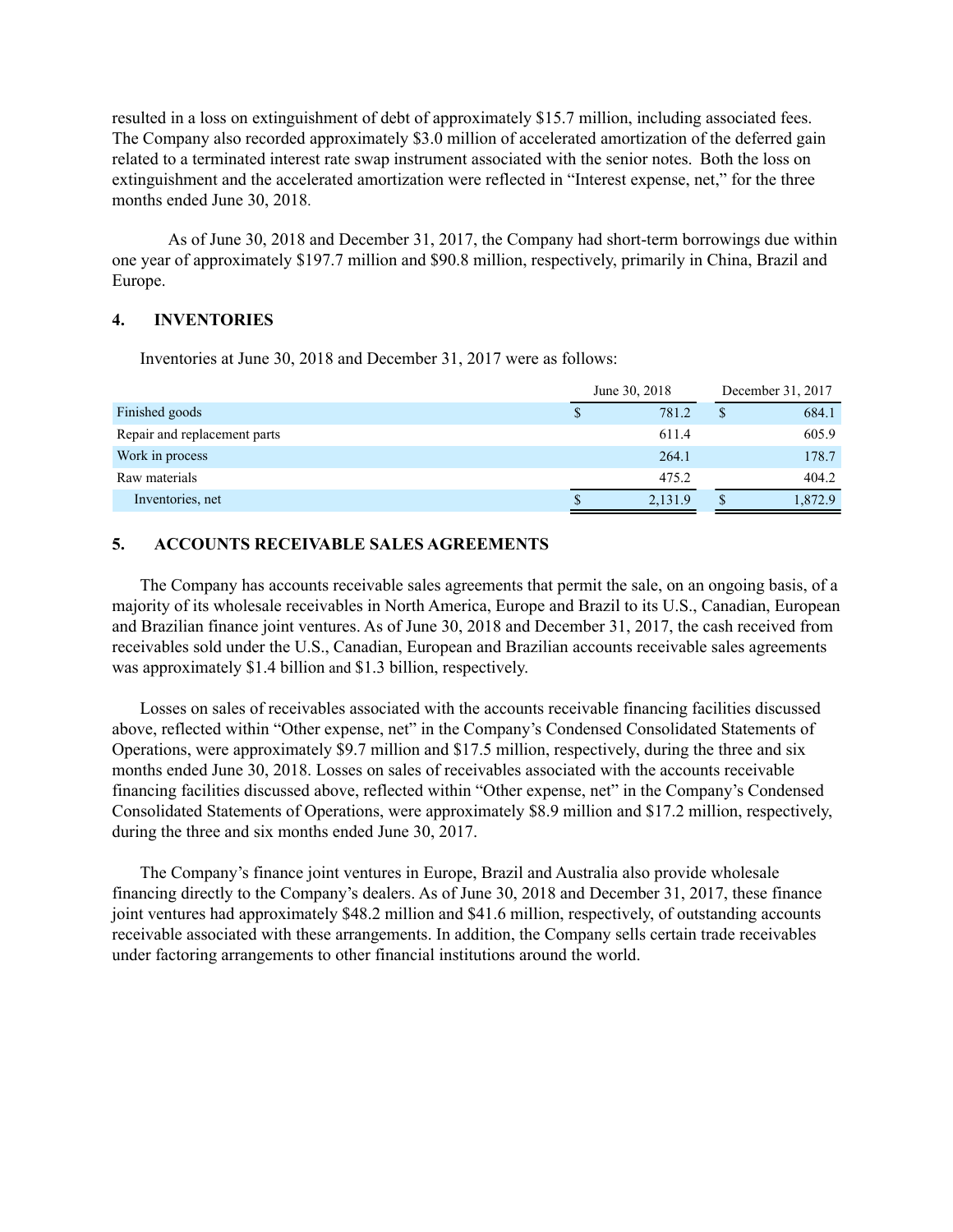resulted in a loss on extinguishment of debt of approximately $15.7 million, including associated fees. The Company also recorded approximately $3.0 million of accelerated amortization of the deferred gain related to a terminated interest rate swap instrument associated with the senior notes. Both the loss on extinguishment and the accelerated amortization were reflected in "Interest expense, net," for the three months ended June 30, 2018.

As of June 30, 2018 and December 31, 2017, the Company had short-term borrowings due within one year of approximately $197.7 million and $90.8 million, respectively, primarily in China, Brazil and Europe.

## 4. INVENTORIES

Inventories at June 30, 2018 and December 31, 2017 were as follows:

| | June 30, 2018 | December 31, 2017 |
|---|---|---|
| Finished goods | $ 781.2 | $ 684.1 |
| Repair and replacement parts | 611.4 | 605.9 |
| Work in process | 264.1 | 178.7 |
| Raw materials | 475.2 | 404.2 |
| Inventories, net | $ 2,131.9 | $ 1,872.9 |

## 5. ACCOUNTS RECEIVABLE SALES AGREEMENTS

The Company has accounts receivable sales agreements that permit the sale, on an ongoing basis, of a majority of its wholesale receivables in North America, Europe and Brazil to its U.S., Canadian, European and Brazilian finance joint ventures. As of June 30, 2018 and December 31, 2017, the cash received from receivables sold under the U.S., Canadian, European and Brazilian accounts receivable sales agreements was approximately $1.4 billion and $1.3 billion, respectively.

Losses on sales of receivables associated with the accounts receivable financing facilities discussed above, reflected within "Other expense, net" in the Company's Condensed Consolidated Statements of Operations, were approximately $9.7 million and $17.5 million, respectively, during the three and six months ended June 30, 2018. Losses on sales of receivables associated with the accounts receivable financing facilities discussed above, reflected within "Other expense, net" in the Company's Condensed Consolidated Statements of Operations, were approximately $8.9 million and $17.2 million, respectively, during the three and six months ended June 30, 2017.

The Company's finance joint ventures in Europe, Brazil and Australia also provide wholesale financing directly to the Company's dealers. As of June 30, 2018 and December 31, 2017, these finance joint ventures had approximately $48.2 million and $41.6 million, respectively, of outstanding accounts receivable associated with these arrangements. In addition, the Company sells certain trade receivables under factoring arrangements to other financial institutions around the world.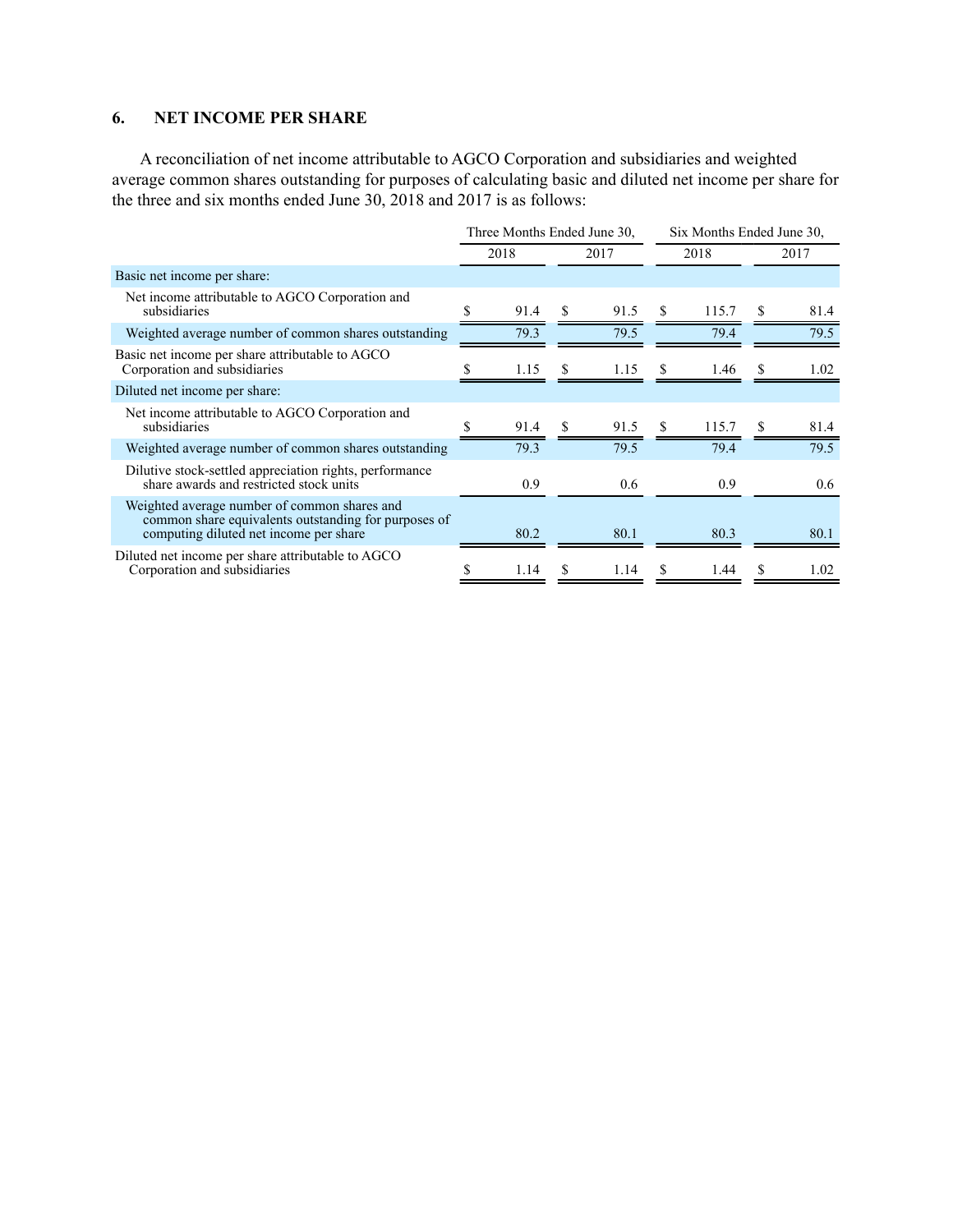## 6. NET INCOME PER SHARE

A reconciliation of net income attributable to AGCO Corporation and subsidiaries and weighted average common shares outstanding for purposes of calculating basic and diluted net income per share for the three and six months ended June 30, 2018 and 2017 is as follows:

| | Three Months Ended June 30, | | Six Months Ended June 30, | |
|---|---|---|---|---|
| | 2018 | 2017 | 2018 | 2017 |
| Basic net income per share: | | | | |
| Net income attributable to AGCO Corporation and subsidiaries | $ 91.4 | $ 91.5 | $ 115.7 | $ 81.4 |
| Weighted average number of common shares outstanding | 79.3 | 79.5 | 79.4 | 79.5 |
| Basic net income per share attributable to AGCO Corporation and subsidiaries | $ 1.15 | $ 1.15 | $ 1.46 | $ 1.02 |
| Diluted net income per share: | | | | |
| Net income attributable to AGCO Corporation and subsidiaries | $ 91.4 | $ 91.5 | $ 115.7 | $ 81.4 |
| Weighted average number of common shares outstanding | 79.3 | 79.5 | 79.4 | 79.5 |
| Dilutive stock-settled appreciation rights, performance share awards and restricted stock units | 0.9 | 0.6 | 0.9 | 0.6 |
| Weighted average number of common shares and common share equivalents outstanding for purposes of computing diluted net income per share | 80.2 | 80.1 | 80.3 | 80.1 |
| Diluted net income per share attributable to AGCO Corporation and subsidiaries | $ 1.14 | $ 1.14 | $ 1.44 | $ 1.02 |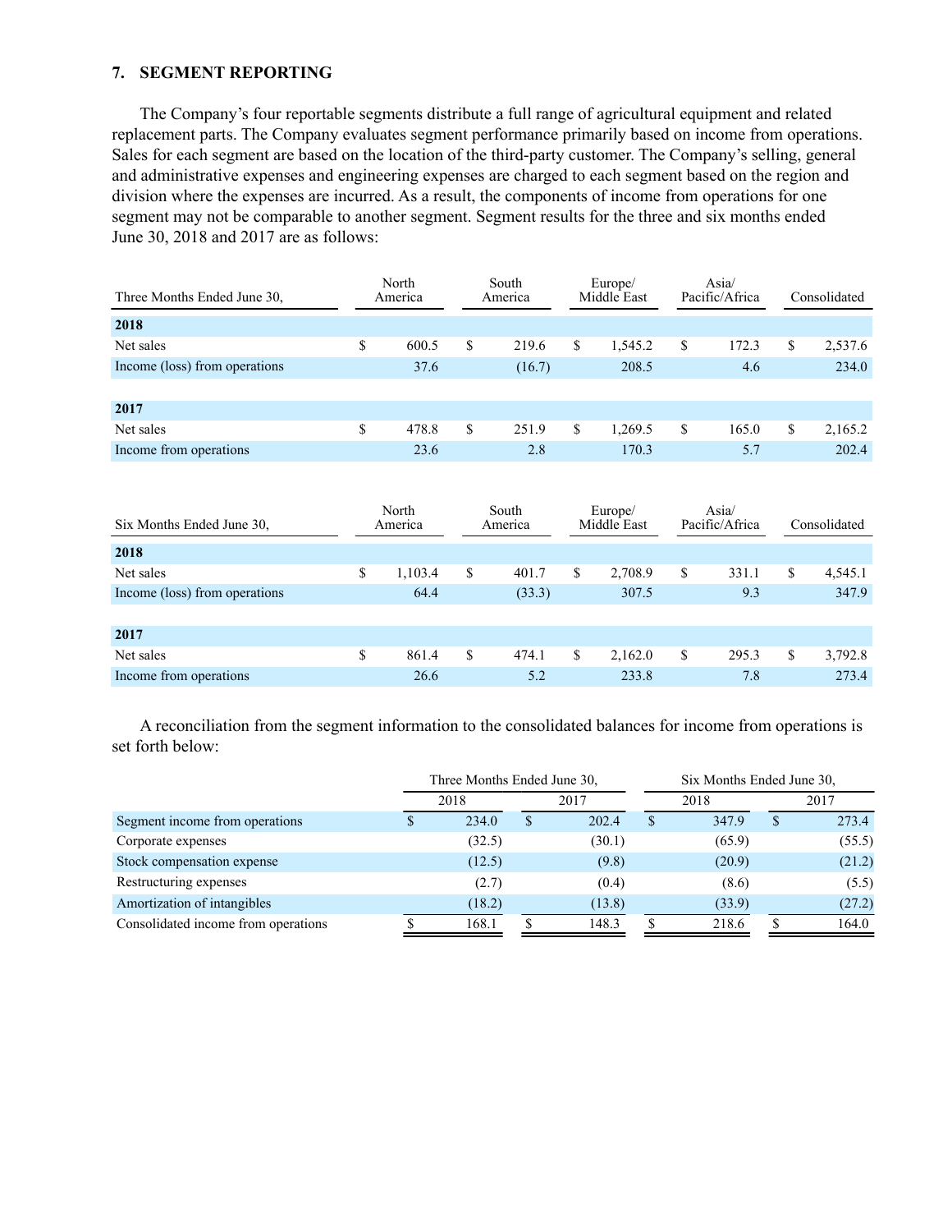## 7. SEGMENT REPORTING

The Company's four reportable segments distribute a full range of agricultural equipment and related replacement parts. The Company evaluates segment performance primarily based on income from operations. Sales for each segment are based on the location of the third-party customer. The Company's selling, general and administrative expenses and engineering expenses are charged to each segment based on the region and division where the expenses are incurred. As a result, the components of income from operations for one segment may not be comparable to another segment. Segment results for the three and six months ended June 30, 2018 and 2017 are as follows:

| Three Months Ended June 30, | North America | South America | Europe/ Middle East | Asia/ Pacific/Africa | Consolidated |
|---|---|---|---|---|---|
| **2018** | | | | | |
| Net sales | $ 600.5 | $ 219.6 | $ 1,545.2 | $ 172.3 | $ 2,537.6 |
| Income (loss) from operations | 37.6 | (16.7) | 208.5 | 4.6 | 234.0 |
| **2017** | | | | | |
| Net sales | $ 478.8 | $ 251.9 | $ 1,269.5 | $ 165.0 | $ 2,165.2 |
| Income from operations | 23.6 | 2.8 | 170.3 | 5.7 | 202.4 |

| Six Months Ended June 30, | North America | South America | Europe/ Middle East | Asia/ Pacific/Africa | Consolidated |
|---|---|---|---|---|---|
| **2018** | | | | | |
| Net sales | $ 1,103.4 | $ 401.7 | $ 2,708.9 | $ 331.1 | $ 4,545.1 |
| Income (loss) from operations | 64.4 | (33.3) | 307.5 | 9.3 | 347.9 |
| **2017** | | | | | |
| Net sales | $ 861.4 | $ 474.1 | $ 2,162.0 | $ 295.3 | $ 3,792.8 |
| Income from operations | 26.6 | 5.2 | 233.8 | 7.8 | 273.4 |

A reconciliation from the segment information to the consolidated balances for income from operations is set forth below:

| | Three Months Ended June 30, | | Six Months Ended June 30, | |
|---|---|---|---|---|
| | 2018 | 2017 | 2018 | 2017 |
| Segment income from operations | $ 234.0 | $ 202.4 | $ 347.9 | $ 273.4 |
| Corporate expenses | (32.5) | (30.1) | (65.9) | (55.5) |
| Stock compensation expense | (12.5) | (9.8) | (20.9) | (21.2) |
| Restructuring expenses | (2.7) | (0.4) | (8.6) | (5.5) |
| Amortization of intangibles | (18.2) | (13.8) | (33.9) | (27.2) |
| Consolidated income from operations | $ 168.1 | $ 148.3 | $ 218.6 | $ 164.0 |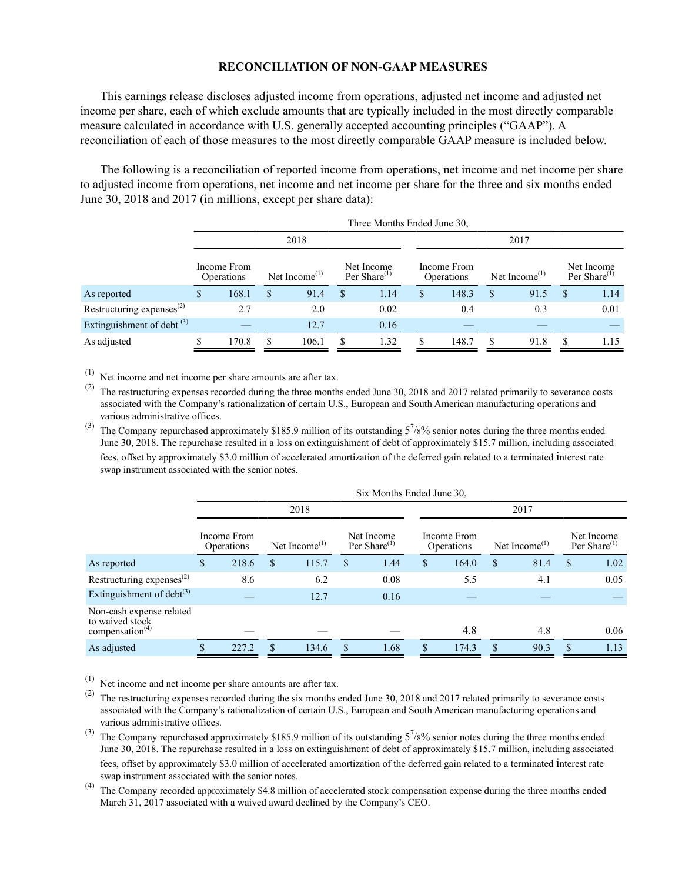# RECONCILIATION OF NON-GAAP MEASURES

This earnings release discloses adjusted income from operations, adjusted net income and adjusted net income per share, each of which exclude amounts that are typically included in the most directly comparable measure calculated in accordance with U.S. generally accepted accounting principles ("GAAP"). A reconciliation of each of those measures to the most directly comparable GAAP measure is included below.

The following is a reconciliation of reported income from operations, net income and net income per share to adjusted income from operations, net income and net income per share for the three and six months ended June 30, 2018 and 2017 (in millions, except per share data):

| | Three Months Ended June 30, | | | | | |
|---|---|---|---|---|---|---|
| | 2018 | | | 2017 | | |
| | Income From Operations | Net Income[(1)] | Net Income Per Share[(1)] | Income From Operations | Net Income[(1)] | Net Income Per Share[(1)] |
| As reported | $ 168.1 | $ 91.4 | $ 1.14 | $ 148.3 | $ 91.5 | $ 1.14 |
| Restructuring expenses[(2)] | 2.7 | 2.0 | 0.02 | 0.4 | 0.3 | 0.01 |
| Extinguishment of debt [(3)] | — | 12.7 | 0.16 | — | — | — |
| As adjusted | $ 170.8 | $ 106.1 | $ 1.32 | $ 148.7 | $ 91.8 | $ 1.15 |

(1) Net income and net income per share amounts are after tax.

(2) The restructuring expenses recorded during the three months ended June 30, 2018 and 2017 related primarily to severance costs associated with the Company's rationalization of certain U.S., European and South American manufacturing operations and various administrative offices.

(3) The Company repurchased approximately $185.9 million of its outstanding $5^{7}/_{8}$% senior notes during the three months ended June 30, 2018. The repurchase resulted in a loss on extinguishment of debt of approximately $15.7 million, including associated fees, offset by approximately $3.0 million of accelerated amortization of the deferred gain related to a terminated interest rate swap instrument associated with the senior notes.

| | Six Months Ended June 30, | | | | | |
|---|---|---|---|---|---|---|
| | 2018 | | | 2017 | | |
| | Income From Operations | Net Income[(1)] | Net Income Per Share[(1)] | Income From Operations | Net Income[(1)] | Net Income Per Share[(1)] |
| As reported | $ 218.6 | $ 115.7 | $ 1.44 | $ 164.0 | $ 81.4 | $ 1.02 |
| Restructuring expenses[(2)] | 8.6 | 6.2 | 0.08 | 5.5 | 4.1 | 0.05 |
| Extinguishment of debt[(3)] | — | 12.7 | 0.16 | — | — | — |
| Non-cash expense related to waived stock compensation[(4)] | — | — | — | 4.8 | 4.8 | 0.06 |
| As adjusted | $ 227.2 | $ 134.6 | $ 1.68 | $ 174.3 | $ 90.3 | $ 1.13 |

(1) Net income and net income per share amounts are after tax.

(2) The restructuring expenses recorded during the six months ended June 30, 2018 and 2017 related primarily to severance costs associated with the Company's rationalization of certain U.S., European and South American manufacturing operations and various administrative offices.

(3) The Company repurchased approximately $185.9 million of its outstanding $5^{7}/_{8}$% senior notes during the three months ended June 30, 2018. The repurchase resulted in a loss on extinguishment of debt of approximately $15.7 million, including associated fees, offset by approximately $3.0 million of accelerated amortization of the deferred gain related to a terminated interest rate swap instrument associated with the senior notes.

(4) The Company recorded approximately $4.8 million of accelerated stock compensation expense during the three months ended March 31, 2017 associated with a waived award declined by the Company's CEO.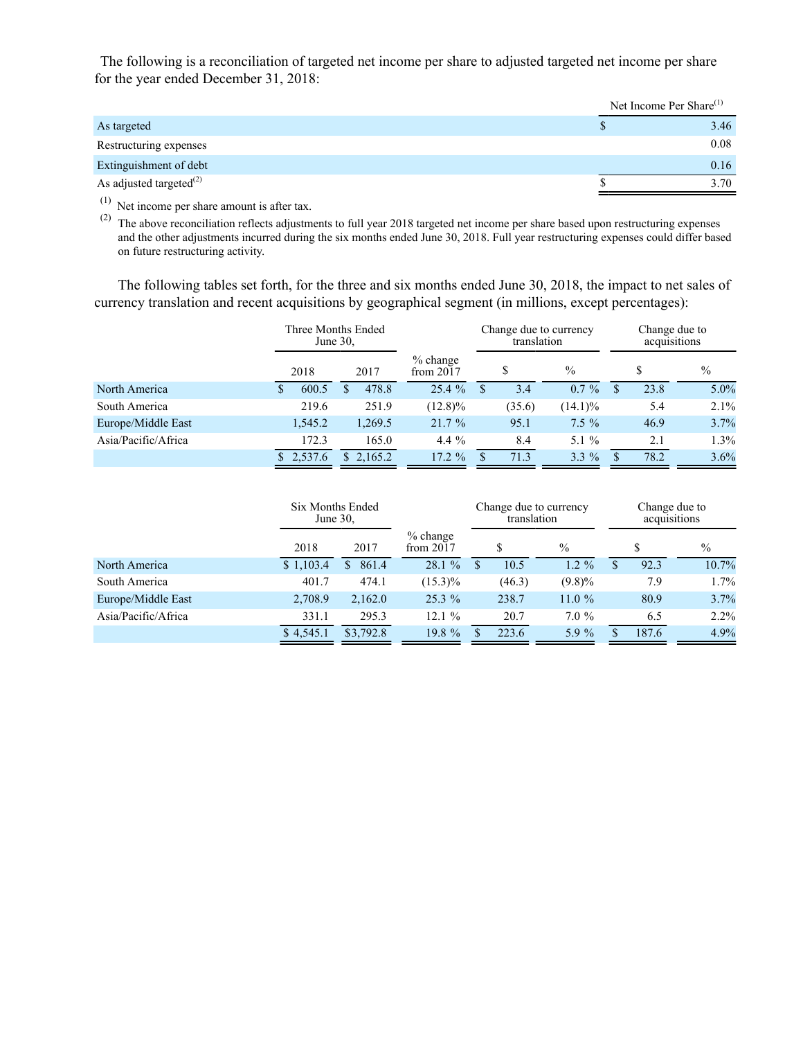The following is a reconciliation of targeted net income per share to adjusted targeted net income per share for the year ended December 31, 2018:

| | Net Income Per Share[(1)] |
|---|---|
| As targeted | $ 3.46 |
| Restructuring expenses | 0.08 |
| Extinguishment of debt | 0.16 |
| As adjusted targeted[(2)] | $ 3.70 |

(1) Net income per share amount is after tax.

(2) The above reconciliation reflects adjustments to full year 2018 targeted net income per share based upon restructuring expenses and the other adjustments incurred during the six months ended June 30, 2018. Full year restructuring expenses could differ based on future restructuring activity.

The following tables set forth, for the three and six months ended June 30, 2018, the impact to net sales of currency translation and recent acquisitions by geographical segment (in millions, except percentages):

| | Three Months Ended June 30, | | | Change due to currency translation | | Change due to acquisitions | |
|---|---|---|---|---|---|---|---|
| | 2018 | 2017 | % change from 2017 | $ | % | $ | % |
| North America | $ 600.5 | $ 478.8 | 25.4 % | $ 3.4 | 0.7 % | $ 23.8 | 5.0% |
| South America | 219.6 | 251.9 | (12.8)% | (35.6) | (14.1)% | 5.4 | 2.1% |
| Europe/Middle East | 1,545.2 | 1,269.5 | 21.7 % | 95.1 | 7.5 % | 46.9 | 3.7% |
| Asia/Pacific/Africa | 172.3 | 165.0 | 4.4 % | 8.4 | 5.1 % | 2.1 | 1.3% |
| | $ 2,537.6 | $ 2,165.2 | 17.2 % | $ 71.3 | 3.3 % | $ 78.2 | 3.6% |

| | Six Months Ended June 30, | | | Change due to currency translation | | Change due to acquisitions | |
|---|---|---|---|---|---|---|---|
| | 2018 | 2017 | % change from 2017 | $ | % | $ | % |
| North America | $ 1,103.4 | $ 861.4 | 28.1 % | $ 10.5 | 1.2 % | $ 92.3 | 10.7% |
| South America | 401.7 | 474.1 | (15.3)% | (46.3) | (9.8)% | 7.9 | 1.7% |
| Europe/Middle East | 2,708.9 | 2,162.0 | 25.3 % | 238.7 | 11.0 % | 80.9 | 3.7% |
| Asia/Pacific/Africa | 331.1 | 295.3 | 12.1 % | 20.7 | 7.0 % | 6.5 | 2.2% |
| | $ 4,545.1 | $3,792.8 | 19.8 % | $ 223.6 | 5.9 % | $ 187.6 | 4.9% |